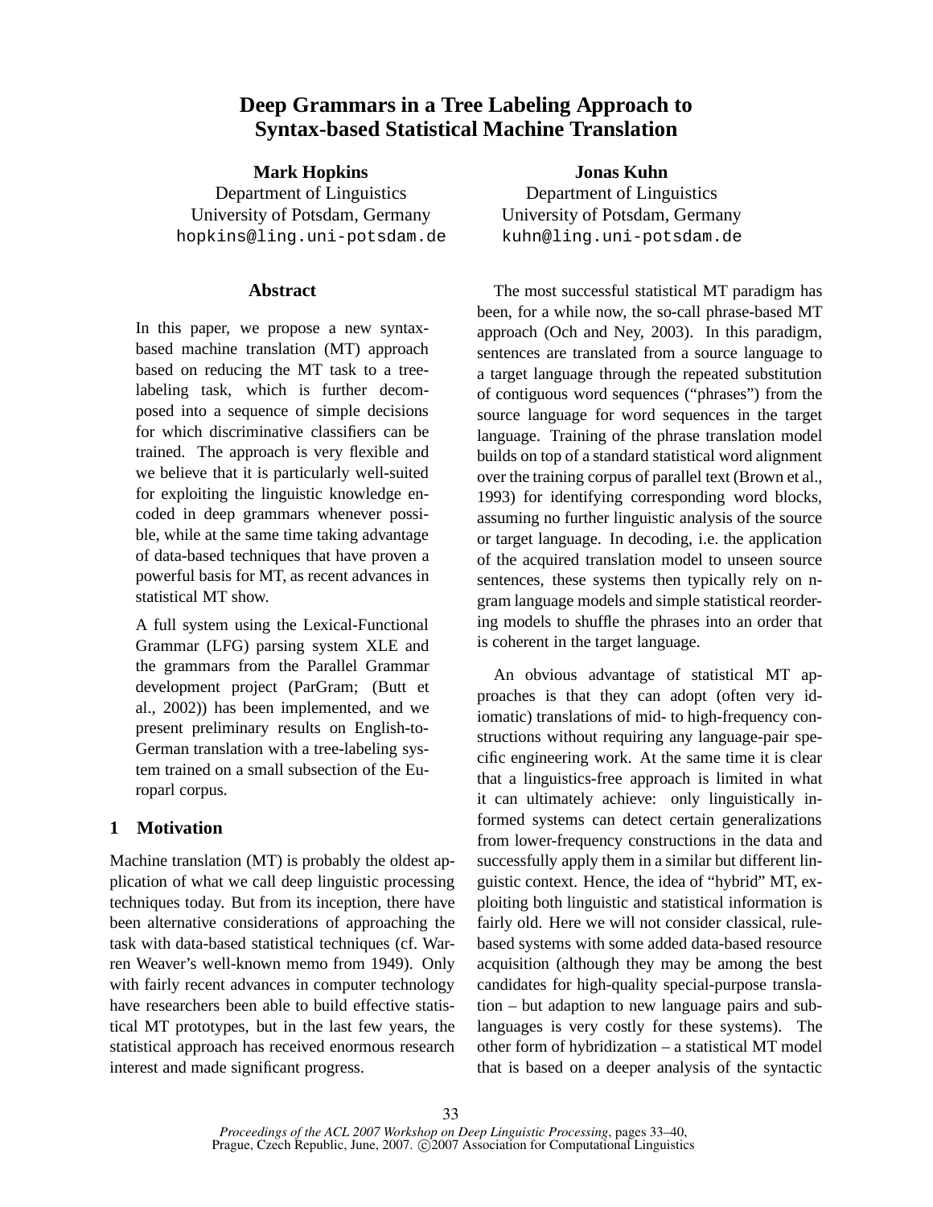# Deep Grammars in a Tree Labeling Approach to Syntax-based Statistical Machine Translation

**Mark Hopkins**
Department of Linguistics
University of Potsdam, Germany
hopkins@ling.uni-potsdam.de

**Jonas Kuhn**
Department of Linguistics
University of Potsdam, Germany
kuhn@ling.uni-potsdam.de

## Abstract

In this paper, we propose a new syntax-based machine translation (MT) approach based on reducing the MT task to a tree-labeling task, which is further decomposed into a sequence of simple decisions for which discriminative classifiers can be trained. The approach is very flexible and we believe that it is particularly well-suited for exploiting the linguistic knowledge encoded in deep grammars whenever possible, while at the same time taking advantage of data-based techniques that have proven a powerful basis for MT, as recent advances in statistical MT show.

A full system using the Lexical-Functional Grammar (LFG) parsing system XLE and the grammars from the Parallel Grammar development project (ParGram; (Butt et al., 2002)) has been implemented, and we present preliminary results on English-to-German translation with a tree-labeling system trained on a small subsection of the Europarl corpus.

## 1 Motivation

Machine translation (MT) is probably the oldest application of what we call deep linguistic processing techniques today. But from its inception, there have been alternative considerations of approaching the task with data-based statistical techniques (cf. Warren Weaver's well-known memo from 1949). Only with fairly recent advances in computer technology have researchers been able to build effective statistical MT prototypes, but in the last few years, the statistical approach has received enormous research interest and made significant progress.

The most successful statistical MT paradigm has been, for a while now, the so-call phrase-based MT approach (Och and Ney, 2003). In this paradigm, sentences are translated from a source language to a target language through the repeated substitution of contiguous word sequences ("phrases") from the source language for word sequences in the target language. Training of the phrase translation model builds on top of a standard statistical word alignment over the training corpus of parallel text (Brown et al., 1993) for identifying corresponding word blocks, assuming no further linguistic analysis of the source or target language. In decoding, i.e. the application of the acquired translation model to unseen source sentences, these systems then typically rely on n-gram language models and simple statistical reordering models to shuffle the phrases into an order that is coherent in the target language.

An obvious advantage of statistical MT approaches is that they can adopt (often very idiomatic) translations of mid- to high-frequency constructions without requiring any language-pair specific engineering work. At the same time it is clear that a linguistics-free approach is limited in what it can ultimately achieve: only linguistically informed systems can detect certain generalizations from lower-frequency constructions in the data and successfully apply them in a similar but different linguistic context. Hence, the idea of "hybrid" MT, exploiting both linguistic and statistical information is fairly old. Here we will not consider classical, rule-based systems with some added data-based resource acquisition (although they may be among the best candidates for high-quality special-purpose translation – but adaption to new language pairs and sublanguages is very costly for these systems). The other form of hybridization – a statistical MT model that is based on a deeper analysis of the syntactic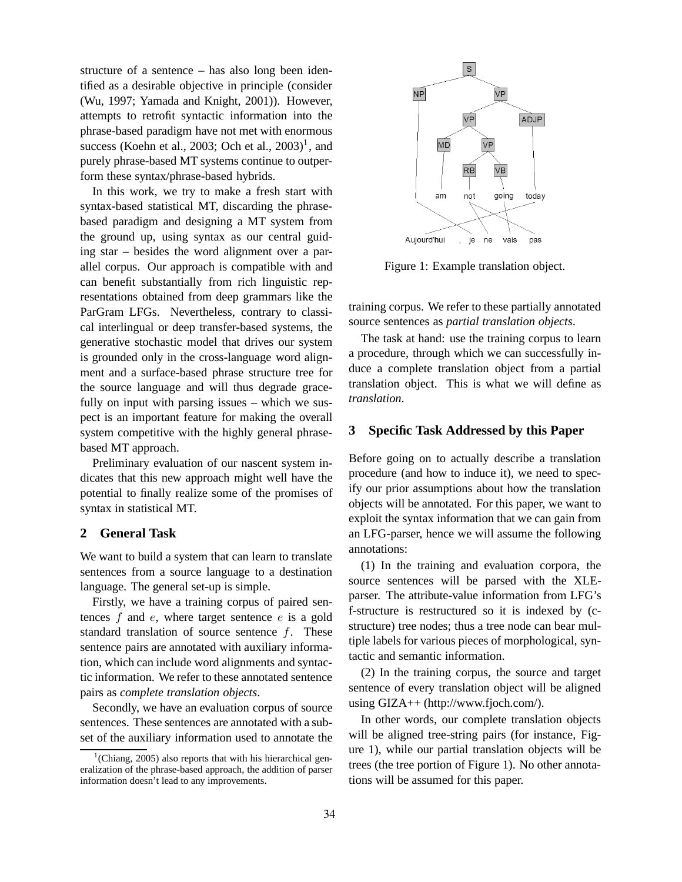structure of a sentence – has also long been identified as a desirable objective in principle (consider (Wu, 1997; Yamada and Knight, 2001)). However, attempts to retrofit syntactic information into the phrase-based paradigm have not met with enormous success (Koehn et al., 2003; Och et al., 2003)[1], and purely phrase-based MT systems continue to outperform these syntax/phrase-based hybrids.

In this work, we try to make a fresh start with syntax-based statistical MT, discarding the phrase-based paradigm and designing a MT system from the ground up, using syntax as our central guiding star – besides the word alignment over a parallel corpus. Our approach is compatible with and can benefit substantially from rich linguistic representations obtained from deep grammars like the ParGram LFGs. Nevertheless, contrary to classical interlingual or deep transfer-based systems, the generative stochastic model that drives our system is grounded only in the cross-language word alignment and a surface-based phrase structure tree for the source language and will thus degrade gracefully on input with parsing issues – which we suspect is an important feature for making the overall system competitive with the highly general phrase-based MT approach.

Preliminary evaluation of our nascent system indicates that this new approach might well have the potential to finally realize some of the promises of syntax in statistical MT.

## 2 General Task

We want to build a system that can learn to translate sentences from a source language to a destination language. The general set-up is simple.

Firstly, we have a training corpus of paired sentences $f$ and $e$, where target sentence $e$ is a gold standard translation of source sentence $f$. These sentence pairs are annotated with auxiliary information, which can include word alignments and syntactic information. We refer to these annotated sentence pairs as *complete translation objects*.

Secondly, we have an evaluation corpus of source sentences. These sentences are annotated with a subset of the auxiliary information used to annotate the training corpus. We refer to these partially annotated source sentences as *partial translation objects*.

The task at hand: use the training corpus to learn a procedure, through which we can successfully induce a complete translation object from a partial translation object. This is what we will define as *translation*.

[1](Chiang, 2005) also reports that with his hierarchical generalization of the phrase-based approach, the addition of parser information doesn't lead to any improvements.

Figure 1: Example translation object.

## 3 Specific Task Addressed by this Paper

Before going on to actually describe a translation procedure (and how to induce it), we need to specify our prior assumptions about how the translation objects will be annotated. For this paper, we want to exploit the syntax information that we can gain from an LFG-parser, hence we will assume the following annotations:

(1) In the training and evaluation corpora, the source sentences will be parsed with the XLE-parser. The attribute-value information from LFG's f-structure is restructured so it is indexed by (c-structure) tree nodes; thus a tree node can bear multiple labels for various pieces of morphological, syntactic and semantic information.

(2) In the training corpus, the source and target sentence of every translation object will be aligned using GIZA++ (http://www.fjoch.com/).

In other words, our complete translation objects will be aligned tree-string pairs (for instance, Figure 1), while our partial translation objects will be trees (the tree portion of Figure 1). No other annotations will be assumed for this paper.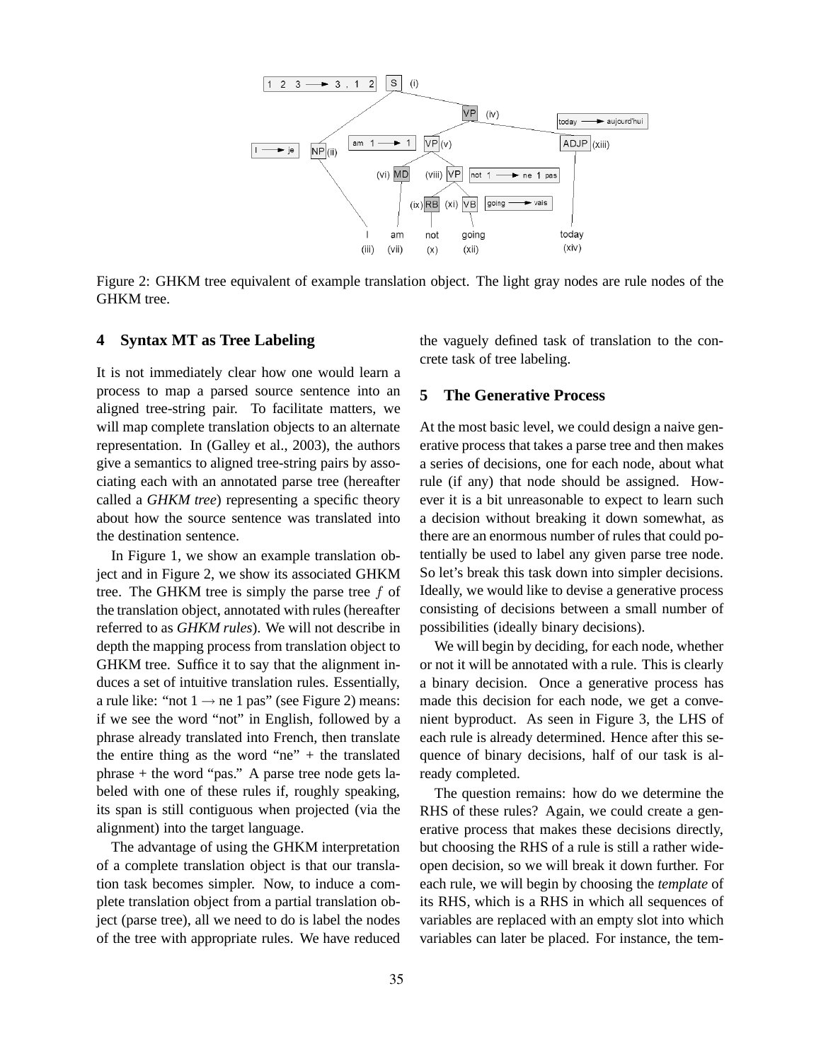Figure 2: GHKM tree equivalent of example translation object. The light gray nodes are rule nodes of the GHKM tree.

## 4 Syntax MT as Tree Labeling

It is not immediately clear how one would learn a process to map a parsed source sentence into an aligned tree-string pair. To facilitate matters, we will map complete translation objects to an alternate representation. In (Galley et al., 2003), the authors give a semantics to aligned tree-string pairs by associating each with an annotated parse tree (hereafter called a *GHKM tree*) representing a specific theory about how the source sentence was translated into the destination sentence.

In Figure 1, we show an example translation object and in Figure 2, we show its associated GHKM tree. The GHKM tree is simply the parse tree $f$ of the translation object, annotated with rules (hereafter referred to as *GHKM rules*). We will not describe in depth the mapping process from translation object to GHKM tree. Suffice it to say that the alignment induces a set of intuitive translation rules. Essentially, a rule like: "not 1 $\rightarrow$ ne 1 pas" (see Figure 2) means: if we see the word "not" in English, followed by a phrase already translated into French, then translate the entire thing as the word "ne" + the translated phrase + the word "pas." A parse tree node gets labeled with one of these rules if, roughly speaking, its span is still contiguous when projected (via the alignment) into the target language.

The advantage of using the GHKM interpretation of a complete translation object is that our translation task becomes simpler. Now, to induce a complete translation object from a partial translation object (parse tree), all we need to do is label the nodes of the tree with appropriate rules. We have reduced the vaguely defined task of translation to the concrete task of tree labeling.

## 5 The Generative Process

At the most basic level, we could design a naive generative process that takes a parse tree and then makes a series of decisions, one for each node, about what rule (if any) that node should be assigned. However it is a bit unreasonable to expect to learn such a decision without breaking it down somewhat, as there are an enormous number of rules that could potentially be used to label any given parse tree node. So let's break this task down into simpler decisions. Ideally, we would like to devise a generative process consisting of decisions between a small number of possibilities (ideally binary decisions).

We will begin by deciding, for each node, whether or not it will be annotated with a rule. This is clearly a binary decision. Once a generative process has made this decision for each node, we get a convenient byproduct. As seen in Figure 3, the LHS of each rule is already determined. Hence after this sequence of binary decisions, half of our task is already completed.

The question remains: how do we determine the RHS of these rules? Again, we could create a generative process that makes these decisions directly, but choosing the RHS of a rule is still a rather wide-open decision, so we will break it down further. For each rule, we will begin by choosing the *template* of its RHS, which is a RHS in which all sequences of variables are replaced with an empty slot into which variables can later be placed. For instance, the tem-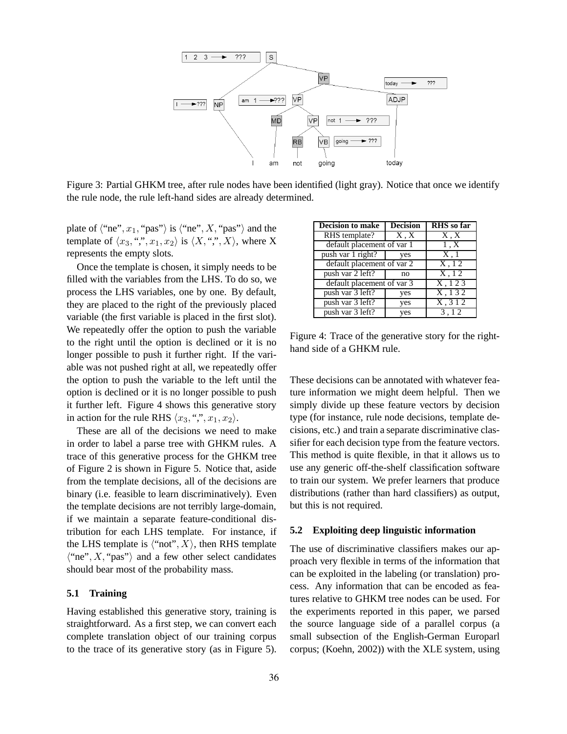Figure 3: Partial GHKM tree, after rule nodes have been identified (light gray). Notice that once we identify the rule node, the rule left-hand sides are already determined.

plate of ⟨"ne", $x_1$, "pas"⟩ is ⟨"ne", $X$, "pas"⟩ and the template of ⟨$x_3$, ",", $x_1$, $x_2$⟩ is ⟨$X$, ",", $X$⟩, where X represents the empty slots.

Once the template is chosen, it simply needs to be filled with the variables from the LHS. To do so, we process the LHS variables, one by one. By default, they are placed to the right of the previously placed variable (the first variable is placed in the first slot). We repeatedly offer the option to push the variable to the right until the option is declined or it is no longer possible to push it further right. If the variable was not pushed right at all, we repeatedly offer the option to push the variable to the left until the option is declined or it is no longer possible to push it further left. Figure 4 shows this generative story in action for the rule RHS ⟨$x_3$, ",", $x_1$, $x_2$⟩.

These are all of the decisions we need to make in order to label a parse tree with GHKM rules. A trace of this generative process for the GHKM tree of Figure 2 is shown in Figure 5. Notice that, aside from the template decisions, all of the decisions are binary (i.e. feasible to learn discriminatively). Even the template decisions are not terribly large-domain, if we maintain a separate feature-conditional distribution for each LHS template. For instance, if the LHS template is ⟨"not", $X$⟩, then RHS template ⟨"ne", $X$, "pas"⟩ and a few other select candidates should bear most of the probability mass.

| Decision to make | Decision | RHS so far |
|---|---|---|
| RHS template? | X , X | X , X |
| default placement of var 1 | | 1 , X |
| push var 1 right? | yes | X , 1 |
| default placement of var 2 | | X , 1 2 |
| push var 2 left? | no | X , 1 2 |
| default placement of var 3 | | X , 1 2 3 |
| push var 3 left? | yes | X , 1 3 2 |
| push var 3 left? | yes | X , 3 1 2 |
| push var 3 left? | yes | 3 , 1 2 |

Figure 4: Trace of the generative story for the right-hand side of a GHKM rule.

### 5.1 Training

Having established this generative story, training is straightforward. As a first step, we can convert each complete translation object of our training corpus to the trace of its generative story (as in Figure 5). These decisions can be annotated with whatever feature information we might deem helpful. Then we simply divide up these feature vectors by decision type (for instance, rule node decisions, template decisions, etc.) and train a separate discriminative classifier for each decision type from the feature vectors. This method is quite flexible, in that it allows us to use any generic off-the-shelf classification software to train our system. We prefer learners that produce distributions (rather than hard classifiers) as output, but this is not required.

### 5.2 Exploiting deep linguistic information

The use of discriminative classifiers makes our approach very flexible in terms of the information that can be exploited in the labeling (or translation) process. Any information that can be encoded as features relative to GHKM tree nodes can be used. For the experiments reported in this paper, we parsed the source language side of a parallel corpus (a small subsection of the English-German Europarl corpus; (Koehn, 2002)) with the XLE system, using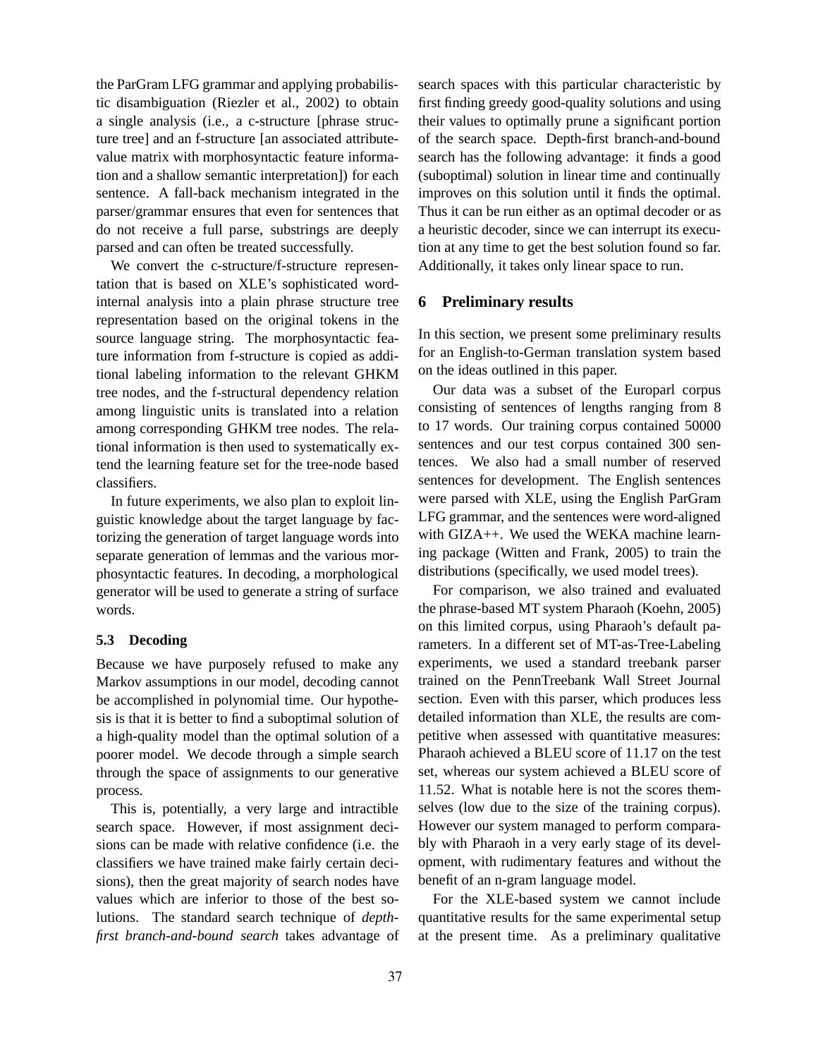the ParGram LFG grammar and applying probabilistic disambiguation (Riezler et al., 2002) to obtain a single analysis (i.e., a c-structure [phrase structure tree] and an f-structure [an associated attribute-value matrix with morphosyntactic feature information and a shallow semantic interpretation]) for each sentence. A fall-back mechanism integrated in the parser/grammar ensures that even for sentences that do not receive a full parse, substrings are deeply parsed and can often be treated successfully.

We convert the c-structure/f-structure representation that is based on XLE's sophisticated word-internal analysis into a plain phrase structure tree representation based on the original tokens in the source language string. The morphosyntactic feature information from f-structure is copied as additional labeling information to the relevant GHKM tree nodes, and the f-structural dependency relation among linguistic units is translated into a relation among corresponding GHKM tree nodes. The relational information is then used to systematically extend the learning feature set for the tree-node based classifiers.

In future experiments, we also plan to exploit linguistic knowledge about the target language by factorizing the generation of target language words into separate generation of lemmas and the various morphosyntactic features. In decoding, a morphological generator will be used to generate a string of surface words.

### 5.3 Decoding

Because we have purposely refused to make any Markov assumptions in our model, decoding cannot be accomplished in polynomial time. Our hypothesis is that it is better to find a suboptimal solution of a high-quality model than the optimal solution of a poorer model. We decode through a simple search through the space of assignments to our generative process.

This is, potentially, a very large and intractible search space. However, if most assignment decisions can be made with relative confidence (i.e. the classifiers we have trained make fairly certain decisions), then the great majority of search nodes have values which are inferior to those of the best solutions. The standard search technique of *depth-first branch-and-bound search* takes advantage of search spaces with this particular characteristic by first finding greedy good-quality solutions and using their values to optimally prune a significant portion of the search space. Depth-first branch-and-bound search has the following advantage: it finds a good (suboptimal) solution in linear time and continually improves on this solution until it finds the optimal. Thus it can be run either as an optimal decoder or as a heuristic decoder, since we can interrupt its execution at any time to get the best solution found so far. Additionally, it takes only linear space to run.

## 6 Preliminary results

In this section, we present some preliminary results for an English-to-German translation system based on the ideas outlined in this paper.

Our data was a subset of the Europarl corpus consisting of sentences of lengths ranging from 8 to 17 words. Our training corpus contained 50000 sentences and our test corpus contained 300 sentences. We also had a small number of reserved sentences for development. The English sentences were parsed with XLE, using the English ParGram LFG grammar, and the sentences were word-aligned with GIZA++. We used the WEKA machine learning package (Witten and Frank, 2005) to train the distributions (specifically, we used model trees).

For comparison, we also trained and evaluated the phrase-based MT system Pharaoh (Koehn, 2005) on this limited corpus, using Pharaoh's default parameters. In a different set of MT-as-Tree-Labeling experiments, we used a standard treebank parser trained on the PennTreebank Wall Street Journal section. Even with this parser, which produces less detailed information than XLE, the results are competitive when assessed with quantitative measures: Pharaoh achieved a BLEU score of 11.17 on the test set, whereas our system achieved a BLEU score of 11.52. What is notable here is not the scores themselves (low due to the size of the training corpus). However our system managed to perform comparably with Pharaoh in a very early stage of its development, with rudimentary features and without the benefit of an n-gram language model.

For the XLE-based system we cannot include quantitative results for the same experimental setup at the present time. As a preliminary qualitative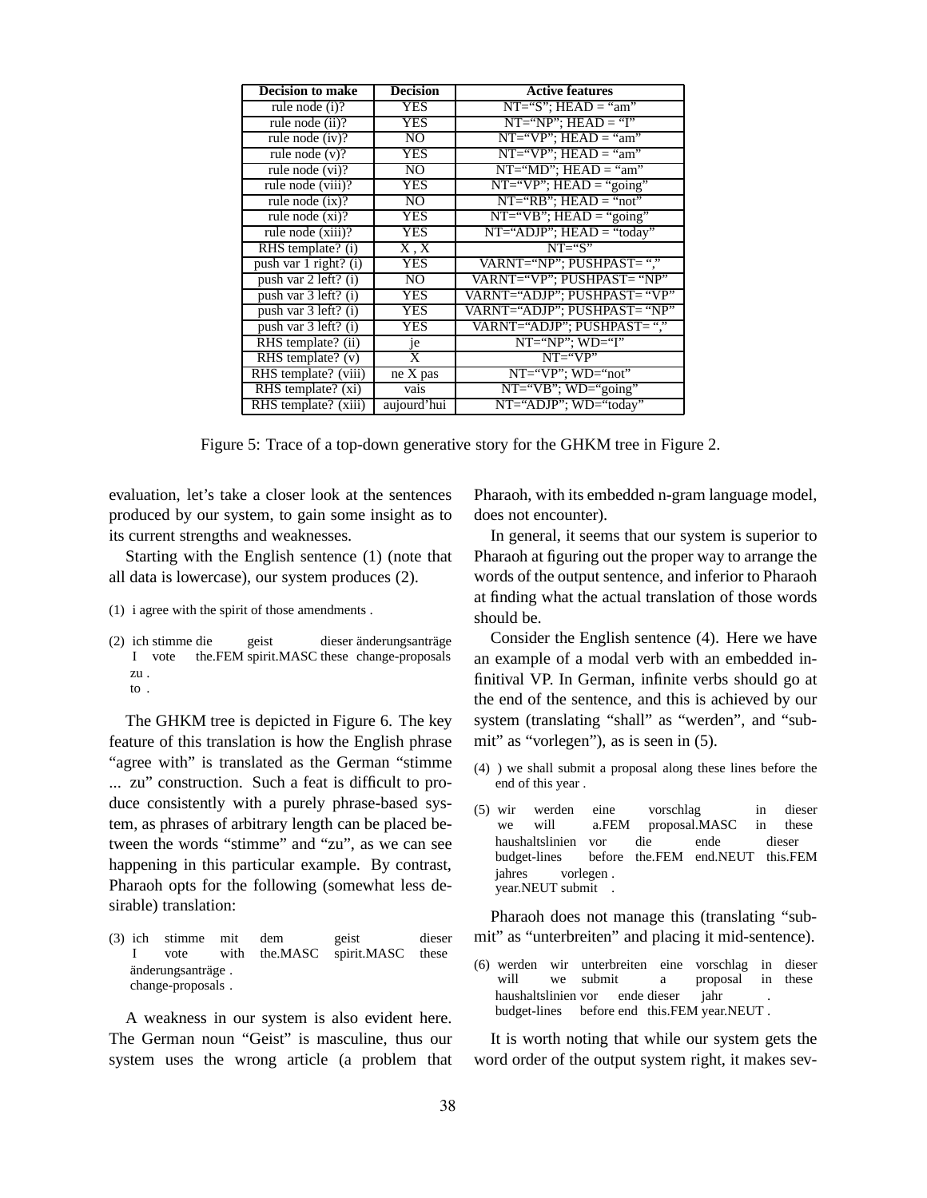| Decision to make | Decision | Active features |
|---|---|---|
| rule node (i)? | YES | NT="S"; HEAD = "am" |
| rule node (ii)? | YES | NT="NP"; HEAD = "I" |
| rule node (iv)? | NO | NT="VP"; HEAD = "am" |
| rule node (v)? | YES | NT="VP"; HEAD = "am" |
| rule node (vi)? | NO | NT="MD"; HEAD = "am" |
| rule node (viii)? | YES | NT="VP"; HEAD = "going" |
| rule node (ix)? | NO | NT="RB"; HEAD = "not" |
| rule node (xi)? | YES | NT="VB"; HEAD = "going" |
| rule node (xiii)? | YES | NT="ADJP"; HEAD = "today" |
| RHS template? (i) | X , X | NT="S" |
| push var 1 right? (i) | YES | VARNT="NP"; PUSHPAST= "," |
| push var 2 left? (i) | NO | VARNT="VP"; PUSHPAST= "NP" |
| push var 3 left? (i) | YES | VARNT="ADJP"; PUSHPAST= "VP" |
| push var 3 left? (i) | YES | VARNT="ADJP"; PUSHPAST= "NP" |
| push var 3 left? (i) | YES | VARNT="ADJP"; PUSHPAST= "," |
| RHS template? (ii) | je | NT="NP"; WD="I" |
| RHS template? (v) | X | NT="VP" |
| RHS template? (viii) | ne X pas | NT="VP"; WD="not" |
| RHS template? (xi) | vais | NT="VB"; WD="going" |
| RHS template? (xiii) | aujourd'hui | NT="ADJP"; WD="today" |

Figure 5: Trace of a top-down generative story for the GHKM tree in Figure 2.

evaluation, let's take a closer look at the sentences produced by our system, to gain some insight as to its current strengths and weaknesses.

Starting with the English sentence (1) (note that all data is lowercase), our system produces (2).

(1) i agree with the spirit of those amendments .

(2) ich stimme die geist dieser änderungsanträge zu .
I vote the.FEM spirit.MASC these change-proposals to .

The GHKM tree is depicted in Figure 6. The key feature of this translation is how the English phrase "agree with" is translated as the German "stimme ... zu" construction. Such a feat is difficult to produce consistently with a purely phrase-based system, as phrases of arbitrary length can be placed between the words "stimme" and "zu", as we can see happening in this particular example. By contrast, Pharaoh opts for the following (somewhat less desirable) translation:

(3) ich stimme mit dem geist dieser änderungsanträge .
I vote with the.MASC spirit.MASC these change-proposals .

A weakness in our system is also evident here. The German noun "Geist" is masculine, thus our system uses the wrong article (a problem that Pharaoh, with its embedded n-gram language model, does not encounter).

In general, it seems that our system is superior to Pharaoh at figuring out the proper way to arrange the words of the output sentence, and inferior to Pharaoh at finding what the actual translation of those words should be.

Consider the English sentence (4). Here we have an example of a modal verb with an embedded infinitival VP. In German, infinite verbs should go at the end of the sentence, and this is achieved by our system (translating "shall" as "werden", and "submit" as "vorlegen"), as is seen in (5).

(4) ) we shall submit a proposal along these lines before the end of this year .

(5) wir werden eine vorschlag in dieser haushaltslinien vor die ende dieser jahres vorlegen .
we will a.FEM proposal.MASC in these budget-lines before the.FEM end.NEUT this.FEM year.NEUT submit .

Pharaoh does not manage this (translating "submit" as "unterbreiten" and placing it mid-sentence).

(6) werden wir unterbreiten eine vorschlag in dieser haushaltslinien vor ende dieser jahr .
will we submit a proposal in these budget-lines before end this.FEM year.NEUT .

It is worth noting that while our system gets the word order of the output system right, it makes sev-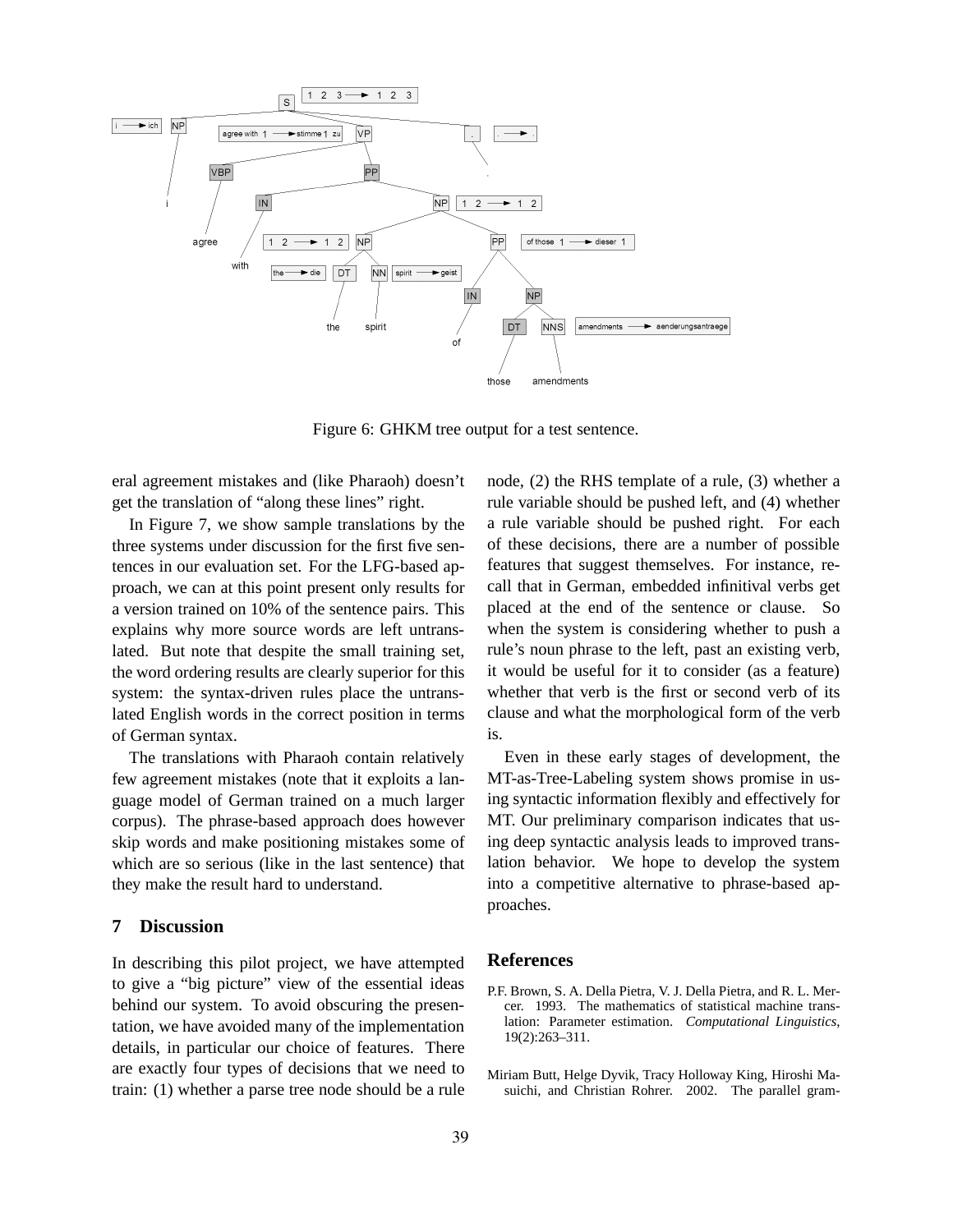Figure 6: GHKM tree output for a test sentence.

eral agreement mistakes and (like Pharaoh) doesn't get the translation of "along these lines" right.

In Figure 7, we show sample translations by the three systems under discussion for the first five sentences in our evaluation set. For the LFG-based approach, we can at this point present only results for a version trained on 10% of the sentence pairs. This explains why more source words are left untranslated. But note that despite the small training set, the word ordering results are clearly superior for this system: the syntax-driven rules place the untranslated English words in the correct position in terms of German syntax.

The translations with Pharaoh contain relatively few agreement mistakes (note that it exploits a language model of German trained on a much larger corpus). The phrase-based approach does however skip words and make positioning mistakes some of which are so serious (like in the last sentence) that they make the result hard to understand.

## 7 Discussion

In describing this pilot project, we have attempted to give a "big picture" view of the essential ideas behind our system. To avoid obscuring the presentation, we have avoided many of the implementation details, in particular our choice of features. There are exactly four types of decisions that we need to train: (1) whether a parse tree node should be a rule node, (2) the RHS template of a rule, (3) whether a rule variable should be pushed left, and (4) whether a rule variable should be pushed right. For each of these decisions, there are a number of possible features that suggest themselves. For instance, recall that in German, embedded infinitival verbs get placed at the end of the sentence or clause. So when the system is considering whether to push a rule's noun phrase to the left, past an existing verb, it would be useful for it to consider (as a feature) whether that verb is the first or second verb of its clause and what the morphological form of the verb is.

Even in these early stages of development, the MT-as-Tree-Labeling system shows promise in using syntactic information flexibly and effectively for MT. Our preliminary comparison indicates that using deep syntactic analysis leads to improved translation behavior. We hope to develop the system into a competitive alternative to phrase-based approaches.

## References

P.F. Brown, S. A. Della Pietra, V. J. Della Pietra, and R. L. Mercer. 1993. The mathematics of statistical machine translation: Parameter estimation. *Computational Linguistics*, 19(2):263–311.

Miriam Butt, Helge Dyvik, Tracy Holloway King, Hiroshi Masuichi, and Christian Rohrer. 2002. The parallel gram-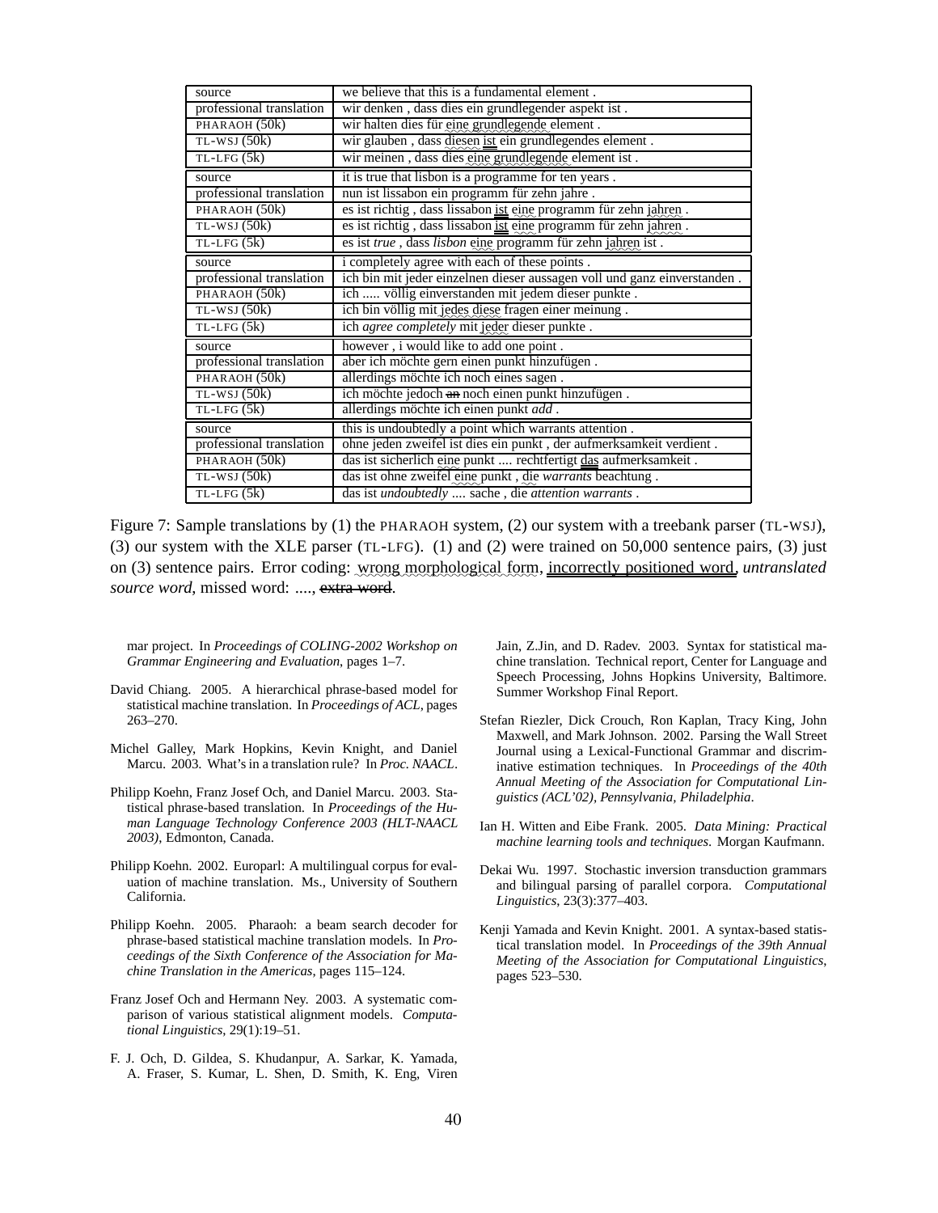| | |
|---|---|
| source | we believe that this is a fundamental element . |
| professional translation | wir denken , dass dies ein grundlegender aspekt ist . |
| PHARAOH (50k) | wir halten dies für eine grundlegende element . |
| TL-WSJ (50k) | wir glauben , dass diesen ist ein grundlegendes element . |
| TL-LFG (5k) | wir meinen , dass dies eine grundlegende element ist . |
| source | it is true that lisbon is a programme for ten years . |
| professional translation | nun ist lissabon ein programm für zehn jahre . |
| PHARAOH (50k) | es ist richtig , dass lissabon ist eine programm für zehn jahren . |
| TL-WSJ (50k) | es ist richtig , dass lissabon ist eine programm für zehn jahren . |
| TL-LFG (5k) | es ist *true* , dass *lisbon* eine programm für zehn jahren ist . |
| source | i completely agree with each of these points . |
| professional translation | ich bin mit jeder einzelnen dieser aussagen voll und ganz einverstanden . |
| PHARAOH (50k) | ich ..... völlig einverstanden mit jedem dieser punkte . |
| TL-WSJ (50k) | ich bin völlig mit jedes diese fragen einer meinung . |
| TL-LFG (5k) | ich *agree completely* mit jeder dieser punkte . |
| source | however , i would like to add one point . |
| professional translation | aber ich möchte gern einen punkt hinzufügen . |
| PHARAOH (50k) | allerdings möchte ich noch eines sagen . |
| TL-WSJ (50k) | ich möchte jedoch ~~an~~ noch einen punkt hinzufügen . |
| TL-LFG (5k) | allerdings möchte ich einen punkt *add* . |
| source | this is undoubtedly a point which warrants attention . |
| professional translation | ohne jeden zweifel ist dies ein punkt , der aufmerksamkeit verdient . |
| PHARAOH (50k) | das ist sicherlich eine punkt .... rechtfertigt das aufmerksamkeit . |
| TL-WSJ (50k) | das ist ohne zweifel eine punkt , die *warrants* beachtung . |
| TL-LFG (5k) | das ist *undoubtedly* .... sache , die *attention warrants* . |

Figure 7: Sample translations by (1) the PHARAOH system, (2) our system with a treebank parser (TL-WSJ), (3) our system with the XLE parser (TL-LFG). (1) and (2) were trained on 50,000 sentence pairs, (3) just on (3) sentence pairs. Error coding: wrong morphological form, incorrectly positioned word, *untranslated source word*, missed word: ...., ~~extra word~~.

mar project. In *Proceedings of COLING-2002 Workshop on Grammar Engineering and Evaluation*, pages 1–7.

David Chiang. 2005. A hierarchical phrase-based model for statistical machine translation. In *Proceedings of ACL*, pages 263–270.

Michel Galley, Mark Hopkins, Kevin Knight, and Daniel Marcu. 2003. What's in a translation rule? In *Proc. NAACL*.

Philipp Koehn, Franz Josef Och, and Daniel Marcu. 2003. Statistical phrase-based translation. In *Proceedings of the Human Language Technology Conference 2003 (HLT-NAACL 2003)*, Edmonton, Canada.

Philipp Koehn. 2002. Europarl: A multilingual corpus for evaluation of machine translation. Ms., University of Southern California.

Philipp Koehn. 2005. Pharaoh: a beam search decoder for phrase-based statistical machine translation models. In *Proceedings of the Sixth Conference of the Association for Machine Translation in the Americas*, pages 115–124.

Franz Josef Och and Hermann Ney. 2003. A systematic comparison of various statistical alignment models. *Computational Linguistics*, 29(1):19–51.

F. J. Och, D. Gildea, S. Khudanpur, A. Sarkar, K. Yamada, A. Fraser, S. Kumar, L. Shen, D. Smith, K. Eng, Viren Jain, Z.Jin, and D. Radev. 2003. Syntax for statistical machine translation. Technical report, Center for Language and Speech Processing, Johns Hopkins University, Baltimore. Summer Workshop Final Report.

Stefan Riezler, Dick Crouch, Ron Kaplan, Tracy King, John Maxwell, and Mark Johnson. 2002. Parsing the Wall Street Journal using a Lexical-Functional Grammar and discriminative estimation techniques. In *Proceedings of the 40th Annual Meeting of the Association for Computational Linguistics (ACL'02), Pennsylvania, Philadelphia*.

Ian H. Witten and Eibe Frank. 2005. *Data Mining: Practical machine learning tools and techniques*. Morgan Kaufmann.

Dekai Wu. 1997. Stochastic inversion transduction grammars and bilingual parsing of parallel corpora. *Computational Linguistics*, 23(3):377–403.

Kenji Yamada and Kevin Knight. 2001. A syntax-based statistical translation model. In *Proceedings of the 39th Annual Meeting of the Association for Computational Linguistics*, pages 523–530.